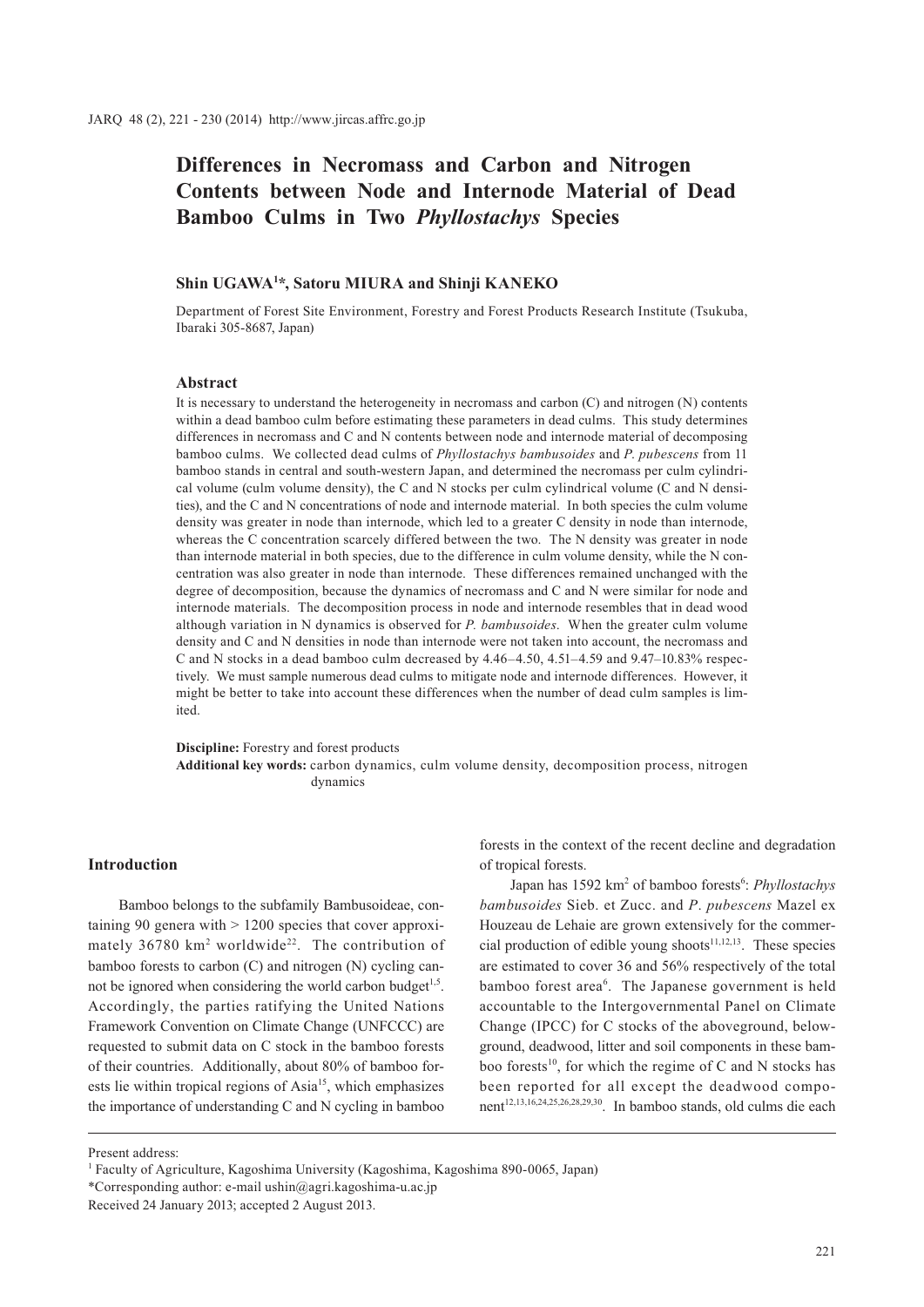# Differences in Necromass and Carbon and Nitrogen Contents between Node and Internode Material of Dead Bamboo Culms in Two *Phyllostachys* Species

**Shin UGAWA[1]\*, Satoru MIURA and Shinji KANEKO**

Department of Forest Site Environment, Forestry and Forest Products Research Institute (Tsukuba, Ibaraki 305-8687, Japan)

## Abstract

It is necessary to understand the heterogeneity in necromass and carbon (C) and nitrogen (N) contents within a dead bamboo culm before estimating these parameters in dead culms. This study determines differences in necromass and C and N contents between node and internode material of decomposing bamboo culms. We collected dead culms of *Phyllostachys bambusoides* and *P. pubescens* from 11 bamboo stands in central and south-western Japan, and determined the necromass per culm cylindrical volume (culm volume density), the C and N stocks per culm cylindrical volume (C and N densities), and the C and N concentrations of node and internode material. In both species the culm volume density was greater in node than internode, which led to a greater C density in node than internode, whereas the C concentration scarcely differed between the two. The N density was greater in node than internode material in both species, due to the difference in culm volume density, while the N concentration was also greater in node than internode. These differences remained unchanged with the degree of decomposition, because the dynamics of necromass and C and N were similar for node and internode materials. The decomposition process in node and internode resembles that in dead wood although variation in N dynamics is observed for *P. bambusoides*. When the greater culm volume density and C and N densities in node than internode were not taken into account, the necromass and C and N stocks in a dead bamboo culm decreased by 4.46–4.50, 4.51–4.59 and 9.47–10.83% respectively. We must sample numerous dead culms to mitigate node and internode differences. However, it might be better to take into account these differences when the number of dead culm samples is limited.

**Discipline:** Forestry and forest products
**Additional key words:** carbon dynamics, culm volume density, decomposition process, nitrogen dynamics

## Introduction

Bamboo belongs to the subfamily Bambusoideae, containing 90 genera with > 1200 species that cover approximately 36780 km$^2$ worldwide[22]. The contribution of bamboo forests to carbon (C) and nitrogen (N) cycling cannot be ignored when considering the world carbon budget[1,5]. Accordingly, the parties ratifying the United Nations Framework Convention on Climate Change (UNFCCC) are requested to submit data on C stock in the bamboo forests of their countries. Additionally, about 80% of bamboo forests lie within tropical regions of Asia[15], which emphasizes the importance of understanding C and N cycling in bamboo forests in the context of the recent decline and degradation of tropical forests.

Japan has 1592 km$^2$ of bamboo forests[6]: *Phyllostachys bambusoides* Sieb. et Zucc. and *P. pubescens* Mazel ex Houzeau de Lehaie are grown extensively for the commercial production of edible young shoots[11,12,13]. These species are estimated to cover 36 and 56% respectively of the total bamboo forest area[6]. The Japanese government is held accountable to the Intergovernmental Panel on Climate Change (IPCC) for C stocks of the aboveground, belowground, deadwood, litter and soil components in these bamboo forests[10], for which the regime of C and N stocks has been reported for all except the deadwood component[12,13,16,24,25,26,28,29,30]. In bamboo stands, old culms die each

Present address:
[1] Faculty of Agriculture, Kagoshima University (Kagoshima, Kagoshima 890-0065, Japan)
\*Corresponding author: e-mail ushin@agri.kagoshima-u.ac.jp
Received 24 January 2013; accepted 2 August 2013.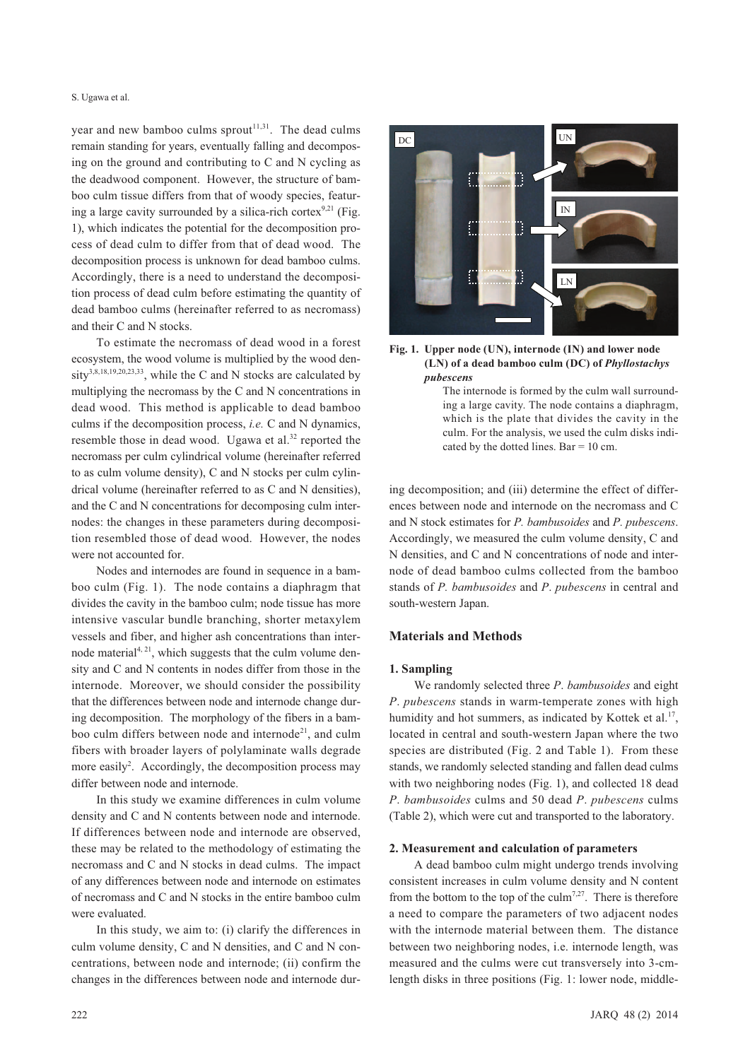year and new bamboo culms sprout[11,31]. The dead culms remain standing for years, eventually falling and decomposing on the ground and contributing to C and N cycling as the deadwood component. However, the structure of bamboo culm tissue differs from that of woody species, featuring a large cavity surrounded by a silica-rich cortex[9,21] (Fig. 1), which indicates the potential for the decomposition process of dead culm to differ from that of dead wood. The decomposition process is unknown for dead bamboo culms. Accordingly, there is a need to understand the decomposition process of dead culm before estimating the quantity of dead bamboo culms (hereinafter referred to as necromass) and their C and N stocks.

To estimate the necromass of dead wood in a forest ecosystem, the wood volume is multiplied by the wood density[3,8,18,19,20,23,33], while the C and N stocks are calculated by multiplying the necromass by the C and N concentrations in dead wood. This method is applicable to dead bamboo culms if the decomposition process, *i.e.* C and N dynamics, resemble those in dead wood. Ugawa et al.[32] reported the necromass per culm cylindrical volume (hereinafter referred to as culm volume density), C and N stocks per culm cylindrical volume (hereinafter referred to as C and N densities), and the C and N concentrations for decomposing culm internodes: the changes in these parameters during decomposition resembled those of dead wood. However, the nodes were not accounted for.

Nodes and internodes are found in sequence in a bamboo culm (Fig. 1). The node contains a diaphragm that divides the cavity in the bamboo culm; node tissue has more intensive vascular bundle branching, shorter metaxylem vessels and fiber, and higher ash concentrations than internode material[4,21], which suggests that the culm volume density and C and N contents in nodes differ from those in the internode. Moreover, we should consider the possibility that the differences between node and internode change during decomposition. The morphology of the fibers in a bamboo culm differs between node and internode[21], and culm fibers with broader layers of polylaminate walls degrade more easily[2]. Accordingly, the decomposition process may differ between node and internode.

In this study we examine differences in culm volume density and C and N contents between node and internode. If differences between node and internode are observed, these may be related to the methodology of estimating the necromass and C and N stocks in dead culms. The impact of any differences between node and internode on estimates of necromass and C and N stocks in the entire bamboo culm were evaluated.

In this study, we aim to: (i) clarify the differences in culm volume density, C and N densities, and C and N concentrations, between node and internode; (ii) confirm the changes in the differences between node and internode during decomposition; and (iii) determine the effect of differences between node and internode on the necromass and C and N stock estimates for *P. bambusoides* and *P. pubescens*. Accordingly, we measured the culm volume density, C and N densities, and C and N concentrations of node and internode of dead bamboo culms collected from the bamboo stands of *P. bambusoides* and *P. pubescens* in central and south-western Japan.

**Fig. 1. Upper node (UN), internode (IN) and lower node (LN) of a dead bamboo culm (DC) of *Phyllostachys pubescens***

The internode is formed by the culm wall surrounding a large cavity. The node contains a diaphragm, which is the plate that divides the cavity in the culm. For the analysis, we used the culm disks indicated by the dotted lines. Bar = 10 cm.

## Materials and Methods

### 1. Sampling

We randomly selected three *P. bambusoides* and eight *P. pubescens* stands in warm-temperate zones with high humidity and hot summers, as indicated by Kottek et al.[17], located in central and south-western Japan where the two species are distributed (Fig. 2 and Table 1). From these stands, we randomly selected standing and fallen dead culms with two neighboring nodes (Fig. 1), and collected 18 dead *P. bambusoides* culms and 50 dead *P. pubescens* culms (Table 2), which were cut and transported to the laboratory.

### 2. Measurement and calculation of parameters

A dead bamboo culm might undergo trends involving consistent increases in culm volume density and N content from the bottom to the top of the culm[7,27]. There is therefore a need to compare the parameters of two adjacent nodes with the internode material between them. The distance between two neighboring nodes, i.e. internode length, was measured and the culms were cut transversely into 3-cm-length disks in three positions (Fig. 1: lower node, middle-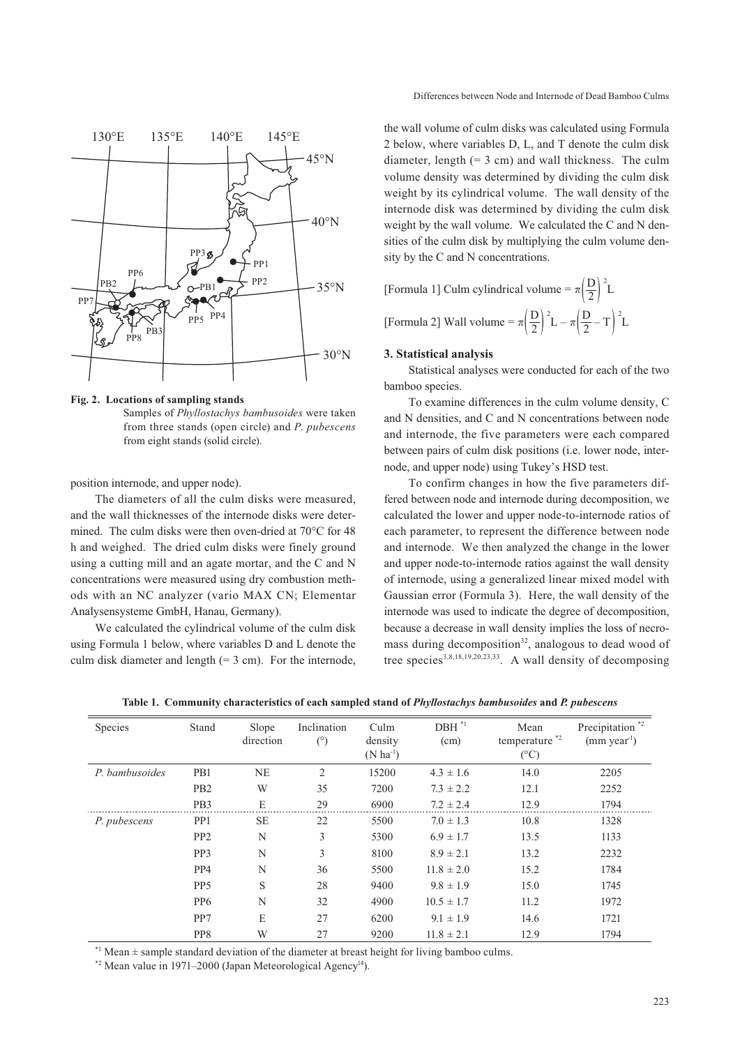**Fig. 2. Locations of sampling stands**

Samples of *Phyllostachys bambusoides* were taken from three stands (open circle) and *P. pubescens* from eight stands (solid circle).

position internode, and upper node).

The diameters of all the culm disks were measured, and the wall thicknesses of the internode disks were determined. The culm disks were then oven-dried at 70°C for 48 h and weighed. The dried culm disks were finely ground using a cutting mill and an agate mortar, and the C and N concentrations were measured using dry combustion methods with an NC analyzer (vario MAX CN; Elementar Analysensysteme GmbH, Hanau, Germany).

We calculated the cylindrical volume of the culm disk using Formula 1 below, where variables D and L denote the culm disk diameter and length (= 3 cm). For the internode, the wall volume of culm disks was calculated using Formula 2 below, where variables D, L, and T denote the culm disk diameter, length (= 3 cm) and wall thickness. The culm volume density was determined by dividing the culm disk weight by its cylindrical volume. The wall density of the internode disk was determined by dividing the culm disk weight by the wall volume. We calculated the C and N densities of the culm disk by multiplying the culm volume density by the C and N concentrations.

[Formula 1] Culm cylindrical volume $= \pi\left(\frac{D}{2}\right)^2 L$

[Formula 2] Wall volume $= \pi\left(\frac{D}{2}\right)^2 L - \pi\left(\frac{D}{2} - T\right)^2 L$

### 3. Statistical analysis

Statistical analyses were conducted for each of the two bamboo species.

To examine differences in the culm volume density, C and N densities, and C and N concentrations between node and internode, the five parameters were each compared between pairs of culm disk positions (i.e. lower node, internode, and upper node) using Tukey's HSD test.

To confirm changes in how the five parameters differed between node and internode during decomposition, we calculated the lower and upper node-to-internode ratios of each parameter, to represent the difference between node and internode. We then analyzed the change in the lower and upper node-to-internode ratios against the wall density of internode, using a generalized linear mixed model with Gaussian error (Formula 3). Here, the wall density of the internode was used to indicate the degree of decomposition, because a decrease in wall density implies the loss of necromass during decomposition[32], analogous to dead wood of tree species[3,8,18,19,20,23,33]. A wall density of decomposing

**Table 1. Community characteristics of each sampled stand of *Phyllostachys bambusoides* and *P. pubescens***

| Species | Stand | Slope direction | Inclination (°) | Culm density ($N\ ha^{-1}$) | DBH [*1] (cm) | Mean temperature [*2] (°C) | Precipitation [*2] ($mm\ year^{-1}$) |
|---|---|---|---|---|---|---|---|
| *P. bambusoides* | PB1 | NE | 2 | 15200 | 4.3 ± 1.6 | 14.0 | 2205 |
| | PB2 | W | 35 | 7200 | 7.3 ± 2.2 | 12.1 | 2252 |
| | PB3 | E | 29 | 6900 | 7.2 ± 2.4 | 12.9 | 1794 |
| *P. pubescens* | PP1 | SE | 22 | 5500 | 7.0 ± 1.3 | 10.8 | 1328 |
| | PP2 | N | 3 | 5300 | 6.9 ± 1.7 | 13.5 | 1133 |
| | PP3 | N | 3 | 8100 | 8.9 ± 2.1 | 13.2 | 2232 |
| | PP4 | N | 36 | 5500 | 11.8 ± 2.0 | 15.2 | 1784 |
| | PP5 | S | 28 | 9400 | 9.8 ± 1.9 | 15.0 | 1745 |
| | PP6 | N | 32 | 4900 | 10.5 ± 1.7 | 11.2 | 1972 |
| | PP7 | E | 27 | 6200 | 9.1 ± 1.9 | 14.6 | 1721 |
| | PP8 | W | 27 | 9200 | 11.8 ± 2.1 | 12.9 | 1794 |

[*1] Mean ± sample standard deviation of the diameter at breast height for living bamboo culms.

[*2] Mean value in 1971–2000 (Japan Meteorological Agency[14]).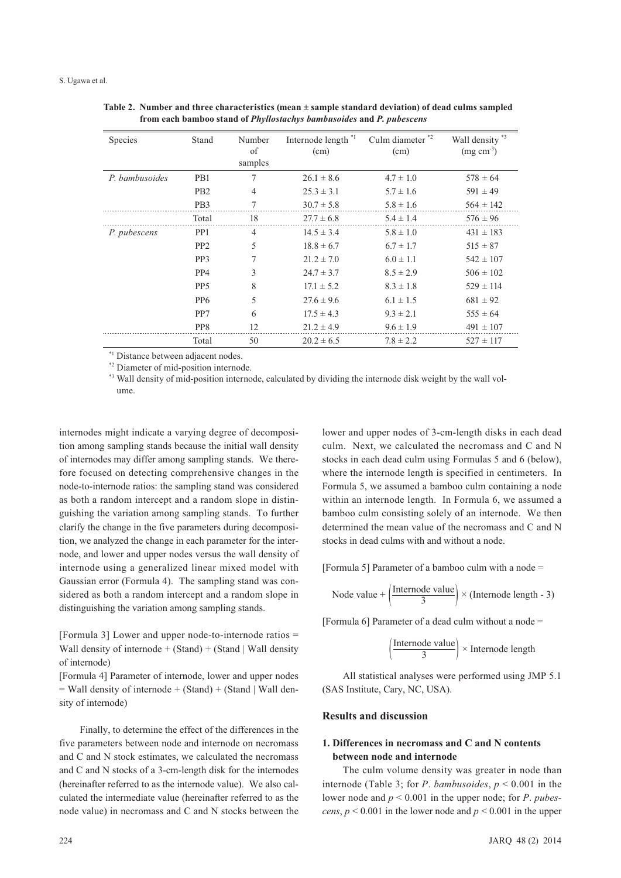**Table 2. Number and three characteristics (mean ± sample standard deviation) of dead culms sampled from each bamboo stand of *Phyllostachys bambusoides* and *P. pubescens***

| Species | Stand | Number of samples | Internode length [*1] (cm) | Culm diameter [*2] (cm) | Wall density [*3] (mg cm$^{-3}$) |
|---|---|---|---|---|---|
| *P. bambusoides* | PB1 | 7 | 26.1 ± 8.6 | 4.7 ± 1.0 | 578 ± 64 |
| | PB2 | 4 | 25.3 ± 3.1 | 5.7 ± 1.6 | 591 ± 49 |
| | PB3 | 7 | 30.7 ± 5.8 | 5.8 ± 1.6 | 564 ± 142 |
| | Total | 18 | 27.7 ± 6.8 | 5.4 ± 1.4 | 576 ± 96 |
| *P. pubescens* | PP1 | 4 | 14.5 ± 3.4 | 5.8 ± 1.0 | 431 ± 183 |
| | PP2 | 5 | 18.8 ± 6.7 | 6.7 ± 1.7 | 515 ± 87 |
| | PP3 | 7 | 21.2 ± 7.0 | 6.0 ± 1.1 | 542 ± 107 |
| | PP4 | 3 | 24.7 ± 3.7 | 8.5 ± 2.9 | 506 ± 102 |
| | PP5 | 8 | 17.1 ± 5.2 | 8.3 ± 1.8 | 529 ± 114 |
| | PP6 | 5 | 27.6 ± 9.6 | 6.1 ± 1.5 | 681 ± 92 |
| | PP7 | 6 | 17.5 ± 4.3 | 9.3 ± 2.1 | 555 ± 64 |
| | PP8 | 12 | 21.2 ± 4.9 | 9.6 ± 1.9 | 491 ± 107 |
| | Total | 50 | 20.2 ± 6.5 | 7.8 ± 2.2 | 527 ± 117 |

[*1] Distance between adjacent nodes.
[*2] Diameter of mid-position internode.
[*3] Wall density of mid-position internode, calculated by dividing the internode disk weight by the wall volume.

internodes might indicate a varying degree of decomposition among sampling stands because the initial wall density of internodes may differ among sampling stands. We therefore focused on detecting comprehensive changes in the node-to-internode ratios: the sampling stand was considered as both a random intercept and a random slope in distinguishing the variation among sampling stands. To further clarify the change in the five parameters during decomposition, we analyzed the change in each parameter for the internode, and lower and upper nodes versus the wall density of internode using a generalized linear mixed model with Gaussian error (Formula 4). The sampling stand was considered as both a random intercept and a random slope in distinguishing the variation among sampling stands.

[Formula 3] Lower and upper node-to-internode ratios = Wall density of internode + (Stand) + (Stand | Wall density of internode)

[Formula 4] Parameter of internode, lower and upper nodes = Wall density of internode + (Stand) + (Stand | Wall density of internode)

Finally, to determine the effect of the differences in the five parameters between node and internode on necromass and C and N stock estimates, we calculated the necromass and C and N stocks of a 3-cm-length disk for the internodes (hereinafter referred to as the internode value). We also calculated the intermediate value (hereinafter referred to as the node value) in necromass and C and N stocks between the lower and upper nodes of 3-cm-length disks in each dead culm. Next, we calculated the necromass and C and N stocks in each dead culm using Formulas 5 and 6 (below), where the internode length is specified in centimeters. In Formula 5, we assumed a bamboo culm containing a node within an internode length. In Formula 6, we assumed a bamboo culm consisting solely of an internode. We then determined the mean value of the necromass and C and N stocks in dead culms with and without a node.

[Formula 5] Parameter of a bamboo culm with a node =

$$\text{Node value} + \left(\frac{\text{Internode value}}{3}\right) \times (\text{Internode length - 3})$$

[Formula 6] Parameter of a dead culm without a node =

$$\left(\frac{\text{Internode value}}{3}\right) \times \text{Internode length}$$

All statistical analyses were performed using JMP 5.1 (SAS Institute, Cary, NC, USA).

## Results and discussion

### 1. Differences in necromass and C and N contents between node and internode

The culm volume density was greater in node than internode (Table 3; for *P. bambusoides*, $p < 0.001$ in the lower node and $p < 0.001$ in the upper node; for *P. pubescens*, $p < 0.001$ in the lower node and $p < 0.001$ in the upper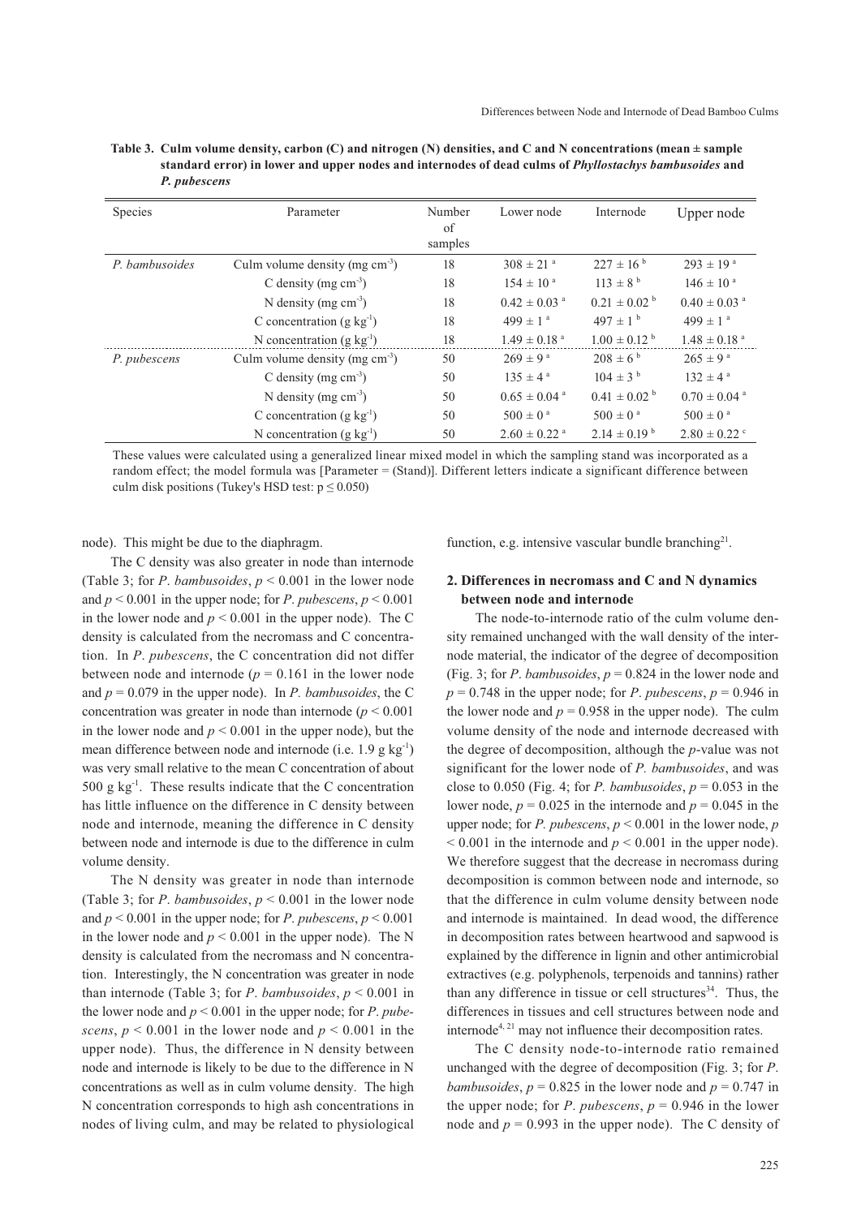**Table 3. Culm volume density, carbon (C) and nitrogen (N) densities, and C and N concentrations (mean ± sample standard error) in lower and upper nodes and internodes of dead culms of *Phyllostachys bambusoides* and *P. pubescens***

| Species | Parameter | Number of samples | Lower node | Internode | Upper node |
|---|---|---|---|---|---|
| *P. bambusoides* | Culm volume density (mg $cm^{-3}$) | 18 | $308 \pm 21^{a}$ | $227 \pm 16^{b}$ | $293 \pm 19^{a}$ |
| | C density (mg $cm^{-3}$) | 18 | $154 \pm 10^{a}$ | $113 \pm 8^{b}$ | $146 \pm 10^{a}$ |
| | N density (mg $cm^{-3}$) | 18 | $0.42 \pm 0.03^{a}$ | $0.21 \pm 0.02^{b}$ | $0.40 \pm 0.03^{a}$ |
| | C concentration (g $kg^{-1}$) | 18 | $499 \pm 1^{a}$ | $497 \pm 1^{b}$ | $499 \pm 1^{a}$ |
| | N concentration (g $kg^{-1}$) | 18 | $1.49 \pm 0.18^{a}$ | $1.00 \pm 0.12^{b}$ | $1.48 \pm 0.18^{a}$ |
| *P. pubescens* | Culm volume density (mg $cm^{-3}$) | 50 | $269 \pm 9^{a}$ | $208 \pm 6^{b}$ | $265 \pm 9^{a}$ |
| | C density (mg $cm^{-3}$) | 50 | $135 \pm 4^{a}$ | $104 \pm 3^{b}$ | $132 \pm 4^{a}$ |
| | N density (mg $cm^{-3}$) | 50 | $0.65 \pm 0.04^{a}$ | $0.41 \pm 0.02^{b}$ | $0.70 \pm 0.04^{a}$ |
| | C concentration (g $kg^{-1}$) | 50 | $500 \pm 0^{a}$ | $500 \pm 0^{a}$ | $500 \pm 0^{a}$ |
| | N concentration (g $kg^{-1}$) | 50 | $2.60 \pm 0.22^{a}$ | $2.14 \pm 0.19^{b}$ | $2.80 \pm 0.22^{c}$ |

These values were calculated using a generalized linear mixed model in which the sampling stand was incorporated as a random effect; the model formula was [Parameter = (Stand)]. Different letters indicate a significant difference between culm disk positions (Tukey's HSD test: $p \leq 0.050$)

node). This might be due to the diaphragm.

The C density was also greater in node than internode (Table 3; for *P. bambusoides*, $p < 0.001$ in the lower node and $p < 0.001$ in the upper node; for *P. pubescens*, $p < 0.001$ in the lower node and $p < 0.001$ in the upper node). The C density is calculated from the necromass and C concentration. In *P. pubescens*, the C concentration did not differ between node and internode ($p = 0.161$ in the lower node and $p = 0.079$ in the upper node). In *P. bambusoides*, the C concentration was greater in node than internode ($p < 0.001$ in the lower node and $p < 0.001$ in the upper node), but the mean difference between node and internode (i.e. 1.9 g $kg^{-1}$) was very small relative to the mean C concentration of about 500 g $kg^{-1}$. These results indicate that the C concentration has little influence on the difference in C density between node and internode, meaning the difference in C density between node and internode is due to the difference in culm volume density.

The N density was greater in node than internode (Table 3; for *P. bambusoides*, $p < 0.001$ in the lower node and $p < 0.001$ in the upper node; for *P. pubescens*, $p < 0.001$ in the lower node and $p < 0.001$ in the upper node). The N density is calculated from the necromass and N concentration. Interestingly, the N concentration was greater in node than internode (Table 3; for *P. bambusoides*, $p < 0.001$ in the lower node and $p < 0.001$ in the upper node; for *P. pubescens*, $p < 0.001$ in the lower node and $p < 0.001$ in the upper node). Thus, the difference in N density between node and internode is likely to be due to the difference in N concentrations as well as in culm volume density. The high N concentration corresponds to high ash concentrations in nodes of living culm, and may be related to physiological function, e.g. intensive vascular bundle branching[21].

## 2. Differences in necromass and C and N dynamics between node and internode

The node-to-internode ratio of the culm volume density remained unchanged with the wall density of the internode material, the indicator of the degree of decomposition (Fig. 3; for *P. bambusoides*, $p = 0.824$ in the lower node and $p = 0.748$ in the upper node; for *P. pubescens*, $p = 0.946$ in the lower node and $p = 0.958$ in the upper node). The culm volume density of the node and internode decreased with the degree of decomposition, although the *p*-value was not significant for the lower node of *P. bambusoides*, and was close to 0.050 (Fig. 4; for *P. bambusoides*, $p = 0.053$ in the lower node, $p = 0.025$ in the internode and $p = 0.045$ in the upper node; for *P. pubescens*, $p < 0.001$ in the lower node, $p < 0.001$ in the internode and $p < 0.001$ in the upper node). We therefore suggest that the decrease in necromass during decomposition is common between node and internode, so that the difference in culm volume density between node and internode is maintained. In dead wood, the difference in decomposition rates between heartwood and sapwood is explained by the difference in lignin and other antimicrobial extractives (e.g. polyphenols, terpenoids and tannins) rather than any difference in tissue or cell structures[34]. Thus, the differences in tissues and cell structures between node and internode[4, 21] may not influence their decomposition rates.

The C density node-to-internode ratio remained unchanged with the degree of decomposition (Fig. 3; for *P. bambusoides*, $p = 0.825$ in the lower node and $p = 0.747$ in the upper node; for *P. pubescens*, $p = 0.946$ in the lower node and $p = 0.993$ in the upper node). The C density of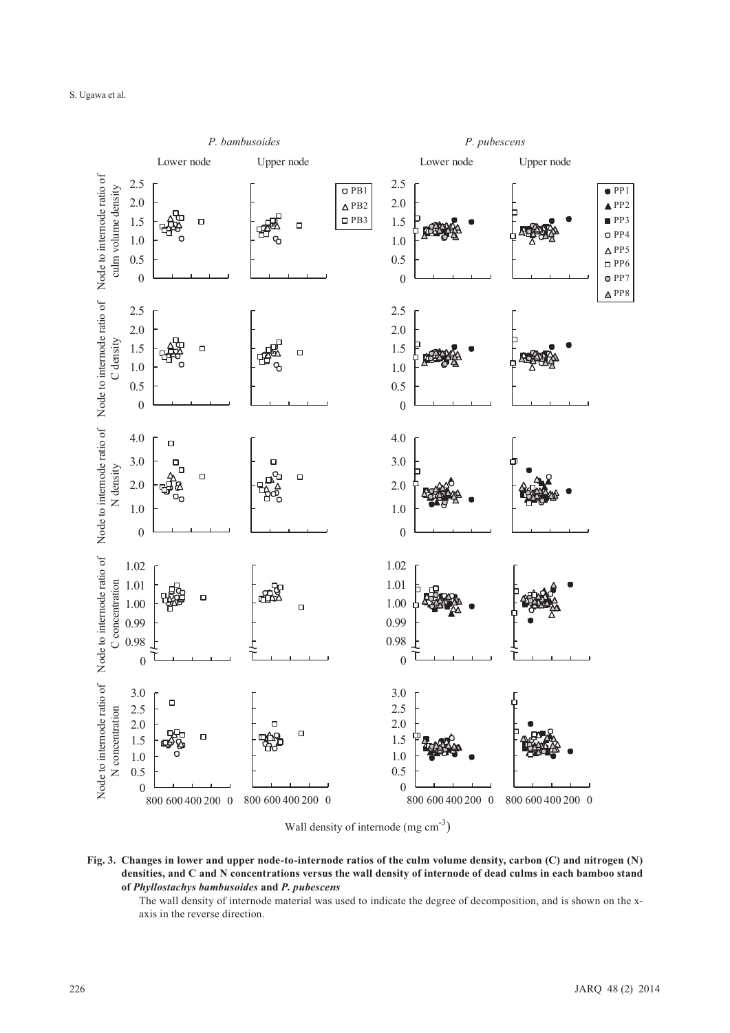**Fig. 3. Changes in lower and upper node-to-internode ratios of the culm volume density, carbon (C) and nitrogen (N) densities, and C and N concentrations versus the wall density of internode of dead culms in each bamboo stand of *Phyllostachys bambusoides* and *P. pubescens***

The wall density of internode material was used to indicate the degree of decomposition, and is shown on the x-axis in the reverse direction.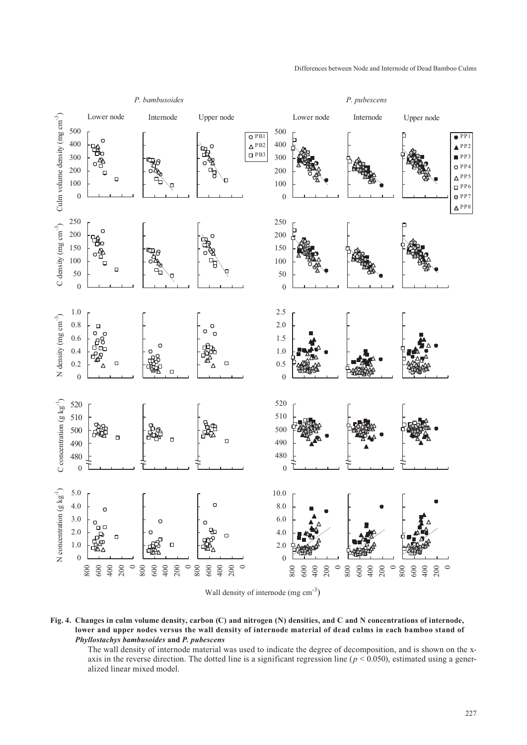Fig. 4. **Changes in culm volume density, carbon (C) and nitrogen (N) densities, and C and N concentrations of internode, lower and upper nodes versus the wall density of internode material of dead culms in each bamboo stand of *Phyllostachys bambusoides* and *P. pubescens***

The wall density of internode material was used to indicate the degree of decomposition, and is shown on the x-axis in the reverse direction. The dotted line is a significant regression line ($p < 0.050$), estimated using a generalized linear mixed model.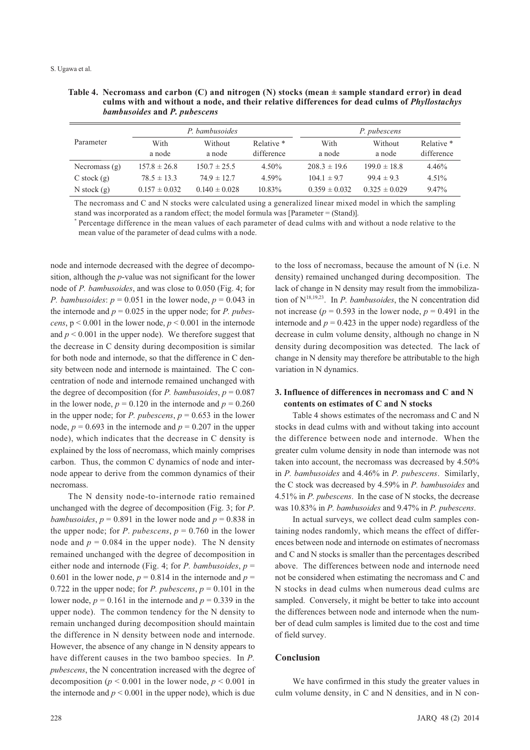**Table 4. Necromass and carbon (C) and nitrogen (N) stocks (mean ± sample standard error) in dead culms with and without a node, and their relative differences for dead culms of *Phyllostachys bambusoides* and *P. pubescens***

| Parameter | *P. bambusoides* | | | *P. pubescens* | | |
|---|---|---|---|---|---|---|
| | With a node | Without a node | Relative * difference | With a node | Without a node | Relative * difference |
| Necromass (g) | 157.8 ± 26.8 | 150.7 ± 25.5 | 4.50% | 208.3 ± 19.6 | 199.0 ± 18.8 | 4.46% |
| C stock (g) | 78.5 ± 13.3 | 74.9 ± 12.7 | 4.59% | 104.1 ± 9.7 | 99.4 ± 9.3 | 4.51% |
| N stock (g) | 0.157 ± 0.032 | 0.140 ± 0.028 | 10.83% | 0.359 ± 0.032 | 0.325 ± 0.029 | 9.47% |

The necromass and C and N stocks were calculated using a generalized linear mixed model in which the sampling stand was incorporated as a random effect; the model formula was [Parameter = (Stand)].

* Percentage difference in the mean values of each parameter of dead culms with and without a node relative to the mean value of the parameter of dead culms with a node.

node and internode decreased with the degree of decomposition, although the *p*-value was not significant for the lower node of *P. bambusoides*, and was close to 0.050 (Fig. 4; for *P. bambusoides*: $p = 0.051$ in the lower node, $p = 0.043$ in the internode and $p = 0.025$ in the upper node; for *P. pubescens*, $p < 0.001$ in the lower node, $p < 0.001$ in the internode and $p < 0.001$ in the upper node). We therefore suggest that the decrease in C density during decomposition is similar for both node and internode, so that the difference in C density between node and internode is maintained. The C concentration of node and internode remained unchanged with the degree of decomposition (for *P. bambusoides*, $p = 0.087$ in the lower node, $p = 0.120$ in the internode and $p = 0.260$ in the upper node; for *P. pubescens*, $p = 0.653$ in the lower node, $p = 0.693$ in the internode and $p = 0.207$ in the upper node), which indicates that the decrease in C density is explained by the loss of necromass, which mainly comprises carbon. Thus, the common C dynamics of node and internode appear to derive from the common dynamics of their necromass.

The N density node-to-internode ratio remained unchanged with the degree of decomposition (Fig. 3; for *P. bambusoides*, $p = 0.891$ in the lower node and $p = 0.838$ in the upper node; for *P. pubescens*, $p = 0.760$ in the lower node and $p = 0.084$ in the upper node). The N density remained unchanged with the degree of decomposition in either node and internode (Fig. 4; for *P. bambusoides*, $p = 0.601$ in the lower node, $p = 0.814$ in the internode and $p = 0.722$ in the upper node; for *P. pubescens*, $p = 0.101$ in the lower node, $p = 0.161$ in the internode and $p = 0.339$ in the upper node). The common tendency for the N density to remain unchanged during decomposition should maintain the difference in N density between node and internode. However, the absence of any change in N density appears to have different causes in the two bamboo species. In *P. pubescens*, the N concentration increased with the degree of decomposition ($p < 0.001$ in the lower node, $p < 0.001$ in the internode and $p < 0.001$ in the upper node), which is due to the loss of necromass, because the amount of N (i.e. N density) remained unchanged during decomposition. The lack of change in N density may result from the immobilization of N[18,19,23]. In *P. bambusoides*, the N concentration did not increase ($p = 0.593$ in the lower node, $p = 0.491$ in the internode and $p = 0.423$ in the upper node) regardless of the decrease in culm volume density, although no change in N density during decomposition was detected. The lack of change in N density may therefore be attributable to the high variation in N dynamics.

### 3. Influence of differences in necromass and C and N contents on estimates of C and N stocks

Table 4 shows estimates of the necromass and C and N stocks in dead culms with and without taking into account the difference between node and internode. When the greater culm volume density in node than internode was not taken into account, the necromass was decreased by 4.50% in *P. bambusoides* and 4.46% in *P. pubescens*. Similarly, the C stock was decreased by 4.59% in *P. bambusoides* and 4.51% in *P. pubescens*. In the case of N stocks, the decrease was 10.83% in *P. bambusoides* and 9.47% in *P. pubescens*.

In actual surveys, we collect dead culm samples containing nodes randomly, which means the effect of differences between node and internode on estimates of necromass and C and N stocks is smaller than the percentages described above. The differences between node and internode need not be considered when estimating the necromass and C and N stocks in dead culms when numerous dead culms are sampled. Conversely, it might be better to take into account the differences between node and internode when the number of dead culm samples is limited due to the cost and time of field survey.

## Conclusion

We have confirmed in this study the greater values in culm volume density, in C and N densities, and in N con-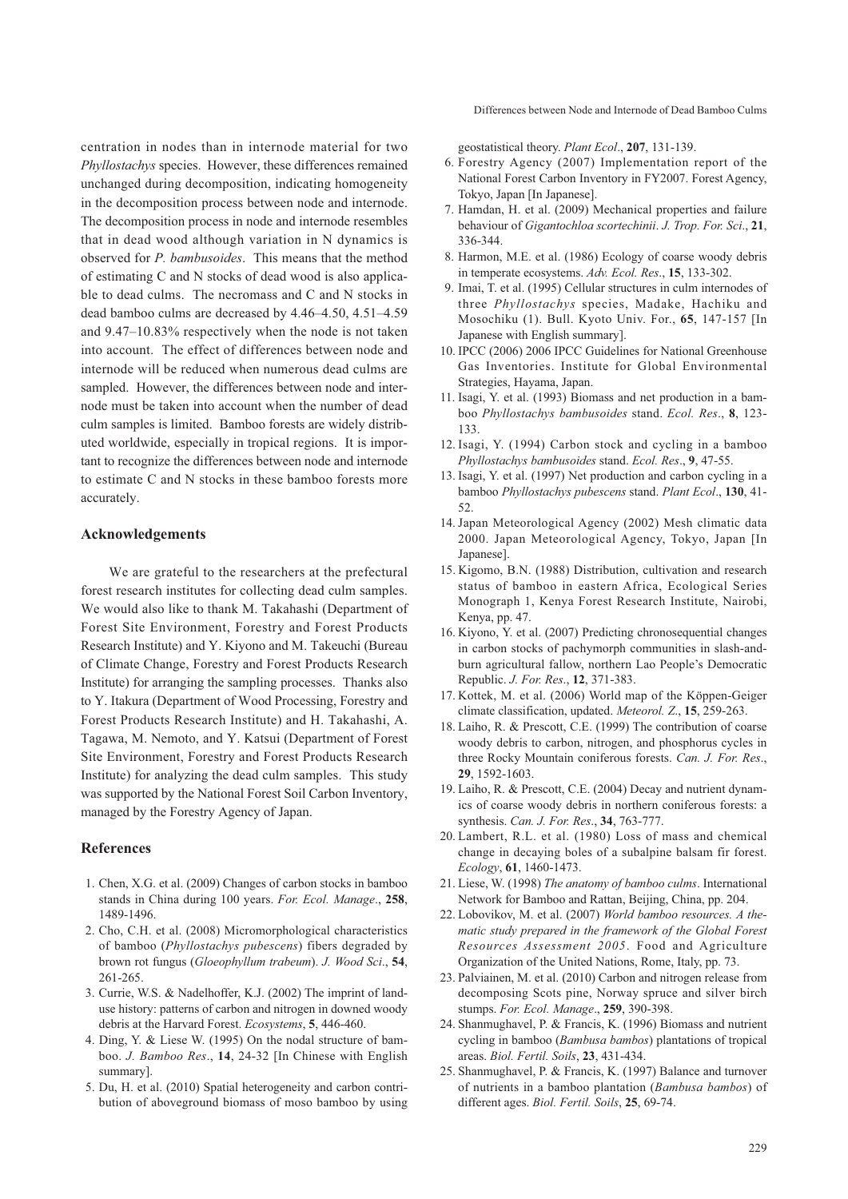centration in nodes than in internode material for two *Phyllostachys* species. However, these differences remained unchanged during decomposition, indicating homogeneity in the decomposition process between node and internode. The decomposition process in node and internode resembles that in dead wood although variation in N dynamics is observed for *P. bambusoides*. This means that the method of estimating C and N stocks of dead wood is also applicable to dead culms. The necromass and C and N stocks in dead bamboo culms are decreased by 4.46–4.50, 4.51–4.59 and 9.47–10.83% respectively when the node is not taken into account. The effect of differences between node and internode will be reduced when numerous dead culms are sampled. However, the differences between node and internode must be taken into account when the number of dead culm samples is limited. Bamboo forests are widely distributed worldwide, especially in tropical regions. It is important to recognize the differences between node and internode to estimate C and N stocks in these bamboo forests more accurately.

## Acknowledgements

We are grateful to the researchers at the prefectural forest research institutes for collecting dead culm samples. We would also like to thank M. Takahashi (Department of Forest Site Environment, Forestry and Forest Products Research Institute) and Y. Kiyono and M. Takeuchi (Bureau of Climate Change, Forestry and Forest Products Research Institute) for arranging the sampling processes. Thanks also to Y. Itakura (Department of Wood Processing, Forestry and Forest Products Research Institute) and H. Takahashi, A. Tagawa, M. Nemoto, and Y. Katsui (Department of Forest Site Environment, Forestry and Forest Products Research Institute) for analyzing the dead culm samples. This study was supported by the National Forest Soil Carbon Inventory, managed by the Forestry Agency of Japan.

## References

1. Chen, X.G. et al. (2009) Changes of carbon stocks in bamboo stands in China during 100 years. *For. Ecol. Manage*., **258**, 1489-1496.
2. Cho, C.H. et al. (2008) Micromorphological characteristics of bamboo (*Phyllostachys pubescens*) fibers degraded by brown rot fungus (*Gloeophyllum trabeum*). *J. Wood Sci*., **54**, 261-265.
3. Currie, W.S. & Nadelhoffer, K.J. (2002) The imprint of land-use history: patterns of carbon and nitrogen in downed woody debris at the Harvard Forest. *Ecosystems*, **5**, 446-460.
4. Ding, Y. & Liese W. (1995) On the nodal structure of bamboo. *J. Bamboo Res*., **14**, 24-32 [In Chinese with English summary].
5. Du, H. et al. (2010) Spatial heterogeneity and carbon contribution of aboveground biomass of moso bamboo by using geostatistical theory. *Plant Ecol*., **207**, 131-139.
6. Forestry Agency (2007) Implementation report of the National Forest Carbon Inventory in FY2007. Forest Agency, Tokyo, Japan [In Japanese].
7. Hamdan, H. et al. (2009) Mechanical properties and failure behaviour of *Gigantochloa scortechinii*. *J. Trop. For. Sci*., **21**, 336-344.
8. Harmon, M.E. et al. (1986) Ecology of coarse woody debris in temperate ecosystems. *Adv. Ecol. Res*., **15**, 133-302.
9. Imai, T. et al. (1995) Cellular structures in culm internodes of three *Phyllostachys* species, Madake, Hachiku and Mosochiku (1). Bull. Kyoto Univ. For., **65**, 147-157 [In Japanese with English summary].
10. IPCC (2006) 2006 IPCC Guidelines for National Greenhouse Gas Inventories. Institute for Global Environmental Strategies, Hayama, Japan.
11. Isagi, Y. et al. (1993) Biomass and net production in a bamboo *Phyllostachys bambusoides* stand. *Ecol. Res*., **8**, 123-133.
12. Isagi, Y. (1994) Carbon stock and cycling in a bamboo *Phyllostachys bambusoides* stand. *Ecol. Res*., **9**, 47-55.
13. Isagi, Y. et al. (1997) Net production and carbon cycling in a bamboo *Phyllostachys pubescens* stand. *Plant Ecol*., **130**, 41-52.
14. Japan Meteorological Agency (2002) Mesh climatic data 2000. Japan Meteorological Agency, Tokyo, Japan [In Japanese].
15. Kigomo, B.N. (1988) Distribution, cultivation and research status of bamboo in eastern Africa, Ecological Series Monograph 1, Kenya Forest Research Institute, Nairobi, Kenya, pp. 47.
16. Kiyono, Y. et al. (2007) Predicting chronosequential changes in carbon stocks of pachymorph communities in slash-and-burn agricultural fallow, northern Lao People's Democratic Republic. *J. For. Res*., **12**, 371-383.
17. Kottek, M. et al. (2006) World map of the Köppen-Geiger climate classification, updated. *Meteorol. Z*., **15**, 259-263.
18. Laiho, R. & Prescott, C.E. (1999) The contribution of coarse woody debris to carbon, nitrogen, and phosphorus cycles in three Rocky Mountain coniferous forests. *Can. J. For. Res*., **29**, 1592-1603.
19. Laiho, R. & Prescott, C.E. (2004) Decay and nutrient dynamics of coarse woody debris in northern coniferous forests: a synthesis. *Can. J. For. Res*., **34**, 763-777.
20. Lambert, R.L. et al. (1980) Loss of mass and chemical change in decaying boles of a subalpine balsam fir forest. *Ecology*, **61**, 1460-1473.
21. Liese, W. (1998) *The anatomy of bamboo culms*. International Network for Bamboo and Rattan, Beijing, China, pp. 204.
22. Lobovikov, M. et al. (2007) *World bamboo resources. A thematic study prepared in the framework of the Global Forest Resources Assessment 2005*. Food and Agriculture Organization of the United Nations, Rome, Italy, pp. 73.
23. Palviainen, M. et al. (2010) Carbon and nitrogen release from decomposing Scots pine, Norway spruce and silver birch stumps. *For. Ecol. Manage*., **259**, 390-398.
24. Shanmughavel, P. & Francis, K. (1996) Biomass and nutrient cycling in bamboo (*Bambusa bambos*) plantations of tropical areas. *Biol. Fertil. Soils*, **23**, 431-434.
25. Shanmughavel, P. & Francis, K. (1997) Balance and turnover of nutrients in a bamboo plantation (*Bambusa bambos*) of different ages. *Biol. Fertil. Soils*, **25**, 69-74.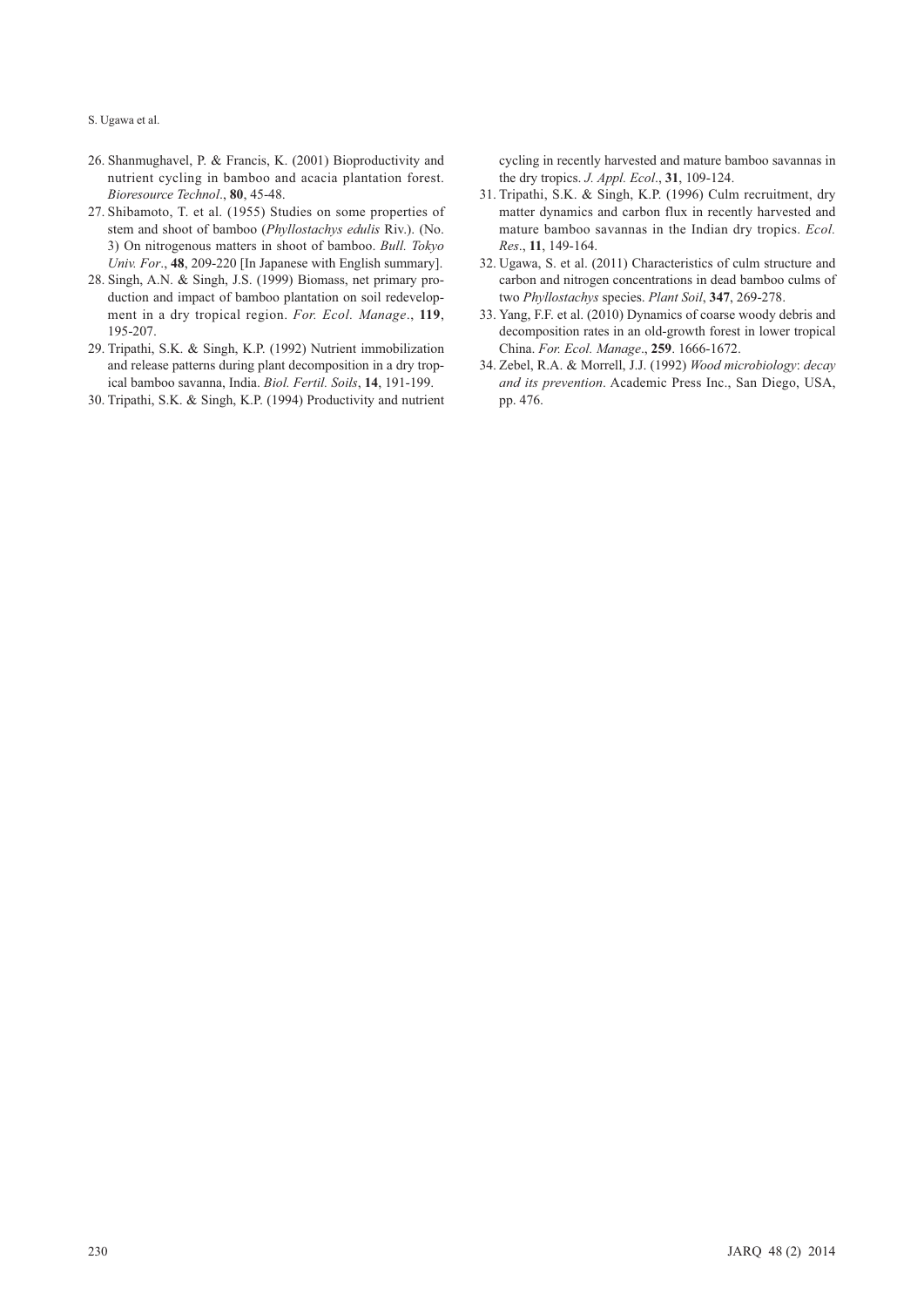26. Shanmughavel, P. & Francis, K. (2001) Bioproductivity and nutrient cycling in bamboo and acacia plantation forest. *Bioresource Technol*., **80**, 45-48.
27. Shibamoto, T. et al. (1955) Studies on some properties of stem and shoot of bamboo (*Phyllostachys edulis* Riv.). (No. 3) On nitrogenous matters in shoot of bamboo. *Bull. Tokyo Univ. For*., **48**, 209-220 [In Japanese with English summary].
28. Singh, A.N. & Singh, J.S. (1999) Biomass, net primary production and impact of bamboo plantation on soil redevelopment in a dry tropical region. *For. Ecol. Manage*., **119**, 195-207.
29. Tripathi, S.K. & Singh, K.P. (1992) Nutrient immobilization and release patterns during plant decomposition in a dry tropical bamboo savanna, India. *Biol. Fertil. Soils*, **14**, 191-199.
30. Tripathi, S.K. & Singh, K.P. (1994) Productivity and nutrient cycling in recently harvested and mature bamboo savannas in the dry tropics. *J. Appl. Ecol*., **31**, 109-124.
31. Tripathi, S.K. & Singh, K.P. (1996) Culm recruitment, dry matter dynamics and carbon flux in recently harvested and mature bamboo savannas in the Indian dry tropics. *Ecol. Res*., **11**, 149-164.
32. Ugawa, S. et al. (2011) Characteristics of culm structure and carbon and nitrogen concentrations in dead bamboo culms of two *Phyllostachys* species. *Plant Soil*, **347**, 269-278.
33. Yang, F.F. et al. (2010) Dynamics of coarse woody debris and decomposition rates in an old-growth forest in lower tropical China. *For. Ecol. Manage*., **259**. 1666-1672.
34. Zebel, R.A. & Morrell, J.J. (1992) *Wood microbiology*: *decay and its prevention*. Academic Press Inc., San Diego, USA, pp. 476.